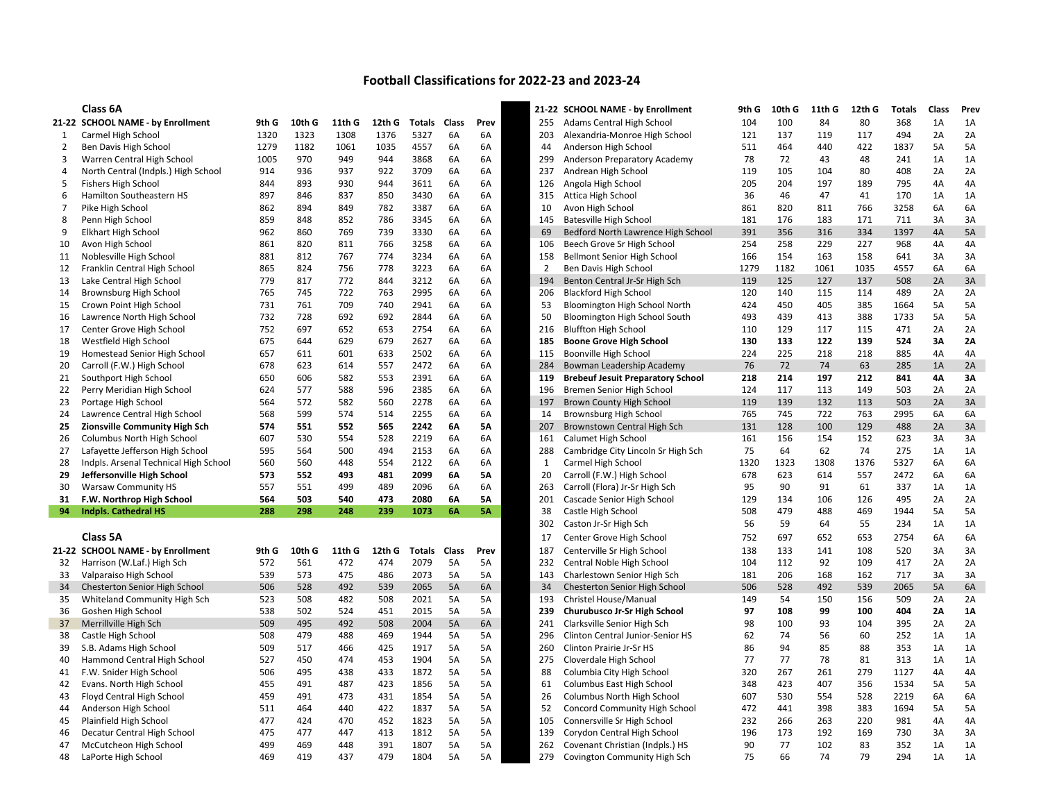# Football Classifications for 2022-23 and 2023-24

## Class 6A

| 21-22 | SCHOOL NAME - by Enrollment | 9th G | 10th G | 11th G | 12th G | Totals | Class | Prev |
|---|---|---|---|---|---|---|---|---|
| 1 | Carmel High School | 1320 | 1323 | 1308 | 1376 | 5327 | 6A | 6A |
| 2 | Ben Davis High School | 1279 | 1182 | 1061 | 1035 | 4557 | 6A | 6A |
| 3 | Warren Central High School | 1005 | 970 | 949 | 944 | 3868 | 6A | 6A |
| 4 | North Central (Indpls.) High School | 914 | 936 | 937 | 922 | 3709 | 6A | 6A |
| 5 | Fishers High School | 844 | 893 | 930 | 944 | 3611 | 6A | 6A |
| 6 | Hamilton Southeastern HS | 897 | 846 | 837 | 850 | 3430 | 6A | 6A |
| 7 | Pike High School | 862 | 894 | 849 | 782 | 3387 | 6A | 6A |
| 8 | Penn High School | 859 | 848 | 852 | 786 | 3345 | 6A | 6A |
| 9 | Elkhart High School | 962 | 860 | 769 | 739 | 3330 | 6A | 6A |
| 10 | Avon High School | 861 | 820 | 811 | 766 | 3258 | 6A | 6A |
| 11 | Noblesville High School | 881 | 812 | 767 | 774 | 3234 | 6A | 6A |
| 12 | Franklin Central High School | 865 | 824 | 756 | 778 | 3223 | 6A | 6A |
| 13 | Lake Central High School | 779 | 817 | 772 | 844 | 3212 | 6A | 6A |
| 14 | Brownsburg High School | 765 | 745 | 722 | 763 | 2995 | 6A | 6A |
| 15 | Crown Point High School | 731 | 761 | 709 | 740 | 2941 | 6A | 6A |
| 16 | Lawrence North High School | 732 | 728 | 692 | 692 | 2844 | 6A | 6A |
| 17 | Center Grove High School | 752 | 697 | 652 | 653 | 2754 | 6A | 6A |
| 18 | Westfield High School | 675 | 644 | 629 | 679 | 2627 | 6A | 6A |
| 19 | Homestead Senior High School | 657 | 611 | 601 | 633 | 2502 | 6A | 6A |
| 20 | Carroll (F.W.) High School | 678 | 623 | 614 | 557 | 2472 | 6A | 6A |
| 21 | Southport High School | 650 | 606 | 582 | 553 | 2391 | 6A | 6A |
| 22 | Perry Meridian High School | 624 | 577 | 588 | 596 | 2385 | 6A | 6A |
| 23 | Portage High School | 564 | 572 | 582 | 560 | 2278 | 6A | 6A |
| 24 | Lawrence Central High School | 568 | 599 | 574 | 514 | 2255 | 6A | 6A |
| **25** | **Zionsville Community High Sch** | **574** | **551** | **552** | **565** | **2242** | **6A** | **5A** |
| 26 | Columbus North High School | 607 | 530 | 554 | 528 | 2219 | 6A | 6A |
| 27 | Lafayette Jefferson High School | 595 | 564 | 500 | 494 | 2153 | 6A | 6A |
| 28 | Indpls. Arsenal Technical High School | 560 | 560 | 448 | 554 | 2122 | 6A | 6A |
| **29** | **Jeffersonville High School** | **573** | **552** | **493** | **481** | **2099** | **6A** | **5A** |
| 30 | Warsaw Community HS | 557 | 551 | 499 | 489 | 2096 | 6A | 6A |
| **31** | **F.W. Northrop High School** | **564** | **503** | **540** | **473** | **2080** | **6A** | **5A** |
| **94** | **Indpls. Cathedral HS** | **288** | **298** | **248** | **239** | **1073** | **6A** | **5A** |

## Class 5A

| 21-22 | SCHOOL NAME - by Enrollment | 9th G | 10th G | 11th G | 12th G | Totals | Class | Prev |
|---|---|---|---|---|---|---|---|---|
| 32 | Harrison (W.Laf.) High Sch | 572 | 561 | 472 | 474 | 2079 | 5A | 5A |
| 33 | Valparaiso High School | 539 | 573 | 475 | 486 | 2073 | 5A | 5A |
| 34 | Chesterton Senior High School | 506 | 528 | 492 | 539 | 2065 | 5A | 6A |
| 35 | Whiteland Community High Sch | 523 | 508 | 482 | 508 | 2021 | 5A | 5A |
| 36 | Goshen High School | 538 | 502 | 524 | 451 | 2015 | 5A | 5A |
| 37 | Merrillville High Sch | 509 | 495 | 492 | 508 | 2004 | 5A | 6A |
| 38 | Castle High School | 508 | 479 | 488 | 469 | 1944 | 5A | 5A |
| 39 | S.B. Adams High School | 509 | 517 | 466 | 425 | 1917 | 5A | 5A |
| 40 | Hammond Central High School | 527 | 450 | 474 | 453 | 1904 | 5A | 5A |
| 41 | F.W. Snider High School | 506 | 495 | 438 | 433 | 1872 | 5A | 5A |
| 42 | Evans. North High School | 455 | 491 | 487 | 423 | 1856 | 5A | 5A |
| 43 | Floyd Central High School | 459 | 491 | 473 | 431 | 1854 | 5A | 5A |
| 44 | Anderson High School | 511 | 464 | 440 | 422 | 1837 | 5A | 5A |
| 45 | Plainfield High School | 477 | 424 | 470 | 452 | 1823 | 5A | 5A |
| 46 | Decatur Central High School | 475 | 477 | 447 | 413 | 1812 | 5A | 5A |
| 47 | McCutcheon High School | 499 | 469 | 448 | 391 | 1807 | 5A | 5A |
| 48 | LaPorte High School | 469 | 419 | 437 | 479 | 1804 | 5A | 5A |

| 21-22 | SCHOOL NAME - by Enrollment | 9th G | 10th G | 11th G | 12th G | Totals | Class | Prev |
|---|---|---|---|---|---|---|---|---|
| 255 | Adams Central High School | 104 | 100 | 84 | 80 | 368 | 1A | 1A |
| 203 | Alexandria-Monroe High School | 121 | 137 | 119 | 117 | 494 | 2A | 2A |
| 44 | Anderson High School | 511 | 464 | 440 | 422 | 1837 | 5A | 5A |
| 299 | Anderson Preparatory Academy | 78 | 72 | 43 | 48 | 241 | 1A | 1A |
| 237 | Andrean High School | 119 | 105 | 104 | 80 | 408 | 2A | 2A |
| 126 | Angola High School | 205 | 204 | 197 | 189 | 795 | 4A | 4A |
| 315 | Attica High School | 36 | 46 | 47 | 41 | 170 | 1A | 1A |
| 10 | Avon High School | 861 | 820 | 811 | 766 | 3258 | 6A | 6A |
| 145 | Batesville High School | 181 | 176 | 183 | 171 | 711 | 3A | 3A |
| 69 | Bedford North Lawrence High School | 391 | 356 | 316 | 334 | 1397 | 4A | 5A |
| 106 | Beech Grove Sr High School | 254 | 258 | 229 | 227 | 968 | 4A | 4A |
| 158 | Bellmont Senior High School | 166 | 154 | 163 | 158 | 641 | 3A | 3A |
| 2 | Ben Davis High School | 1279 | 1182 | 1061 | 1035 | 4557 | 6A | 6A |
| 194 | Benton Central Jr-Sr High Sch | 119 | 125 | 127 | 137 | 508 | 2A | 3A |
| 206 | Blackford High School | 120 | 140 | 115 | 114 | 489 | 2A | 2A |
| 53 | Bloomington High School North | 424 | 450 | 405 | 385 | 1664 | 5A | 5A |
| 50 | Bloomington High School South | 493 | 439 | 413 | 388 | 1733 | 5A | 5A |
| 216 | Bluffton High School | 110 | 129 | 117 | 115 | 471 | 2A | 2A |
| **185** | **Boone Grove High School** | **130** | **133** | **122** | **139** | **524** | **3A** | **2A** |
| 115 | Boonville High School | 224 | 225 | 218 | 218 | 885 | 4A | 4A |
| 284 | Bowman Leadership Academy | 76 | 72 | 74 | 63 | 285 | 1A | 2A |
| **119** | **Brebeuf Jesuit Preparatory School** | **218** | **214** | **197** | **212** | **841** | **4A** | **3A** |
| 196 | Bremen Senior High School | 124 | 117 | 113 | 149 | 503 | 2A | 2A |
| 197 | Brown County High School | 119 | 139 | 132 | 113 | 503 | 2A | 3A |
| 14 | Brownsburg High School | 765 | 745 | 722 | 763 | 2995 | 6A | 6A |
| 207 | Brownstown Central High Sch | 131 | 128 | 100 | 129 | 488 | 2A | 3A |
| 161 | Calumet High School | 161 | 156 | 154 | 152 | 623 | 3A | 3A |
| 288 | Cambridge City Lincoln Sr High Sch | 75 | 64 | 62 | 74 | 275 | 1A | 1A |
| 1 | Carmel High School | 1320 | 1323 | 1308 | 1376 | 5327 | 6A | 6A |
| 20 | Carroll (F.W.) High School | 678 | 623 | 614 | 557 | 2472 | 6A | 6A |
| 263 | Carroll (Flora) Jr-Sr High Sch | 95 | 90 | 91 | 61 | 337 | 1A | 1A |
| 201 | Cascade Senior High School | 129 | 134 | 106 | 126 | 495 | 2A | 2A |
| 38 | Castle High School | 508 | 479 | 488 | 469 | 1944 | 5A | 5A |
| 302 | Caston Jr-Sr High Sch | 56 | 59 | 64 | 55 | 234 | 1A | 1A |
| 17 | Center Grove High School | 752 | 697 | 652 | 653 | 2754 | 6A | 6A |
| 187 | Centerville Sr High School | 138 | 133 | 141 | 108 | 520 | 3A | 3A |
| 232 | Central Noble High School | 104 | 112 | 92 | 109 | 417 | 2A | 2A |
| 143 | Charlestown Senior High Sch | 181 | 206 | 168 | 162 | 717 | 3A | 3A |
| 34 | Chesterton Senior High School | 506 | 528 | 492 | 539 | 2065 | 5A | 6A |
| 193 | Christel House/Manual | 149 | 54 | 150 | 156 | 509 | 2A | 2A |
| **239** | **Churubusco Jr-Sr High School** | **97** | **108** | **99** | **100** | **404** | **2A** | **1A** |
| 241 | Clarksville Senior High Sch | 98 | 100 | 93 | 104 | 395 | 2A | 2A |
| 296 | Clinton Central Junior-Senior HS | 62 | 74 | 56 | 60 | 252 | 1A | 1A |
| 260 | Clinton Prairie Jr-Sr HS | 86 | 94 | 85 | 88 | 353 | 1A | 1A |
| 275 | Cloverdale High School | 77 | 77 | 78 | 81 | 313 | 1A | 1A |
| 88 | Columbia City High School | 320 | 267 | 261 | 279 | 1127 | 4A | 4A |
| 61 | Columbus East High School | 348 | 423 | 407 | 356 | 1534 | 5A | 5A |
| 26 | Columbus North High School | 607 | 530 | 554 | 528 | 2219 | 6A | 6A |
| 52 | Concord Community High School | 472 | 441 | 398 | 383 | 1694 | 5A | 5A |
| 105 | Connersville Sr High School | 232 | 266 | 263 | 220 | 981 | 4A | 4A |
| 139 | Corydon Central High School | 196 | 173 | 192 | 169 | 730 | 3A | 3A |
| 262 | Covenant Christian (Indpls.) HS | 90 | 77 | 102 | 83 | 352 | 1A | 1A |
| 279 | Covington Community High Sch | 75 | 66 | 74 | 79 | 294 | 1A | 1A |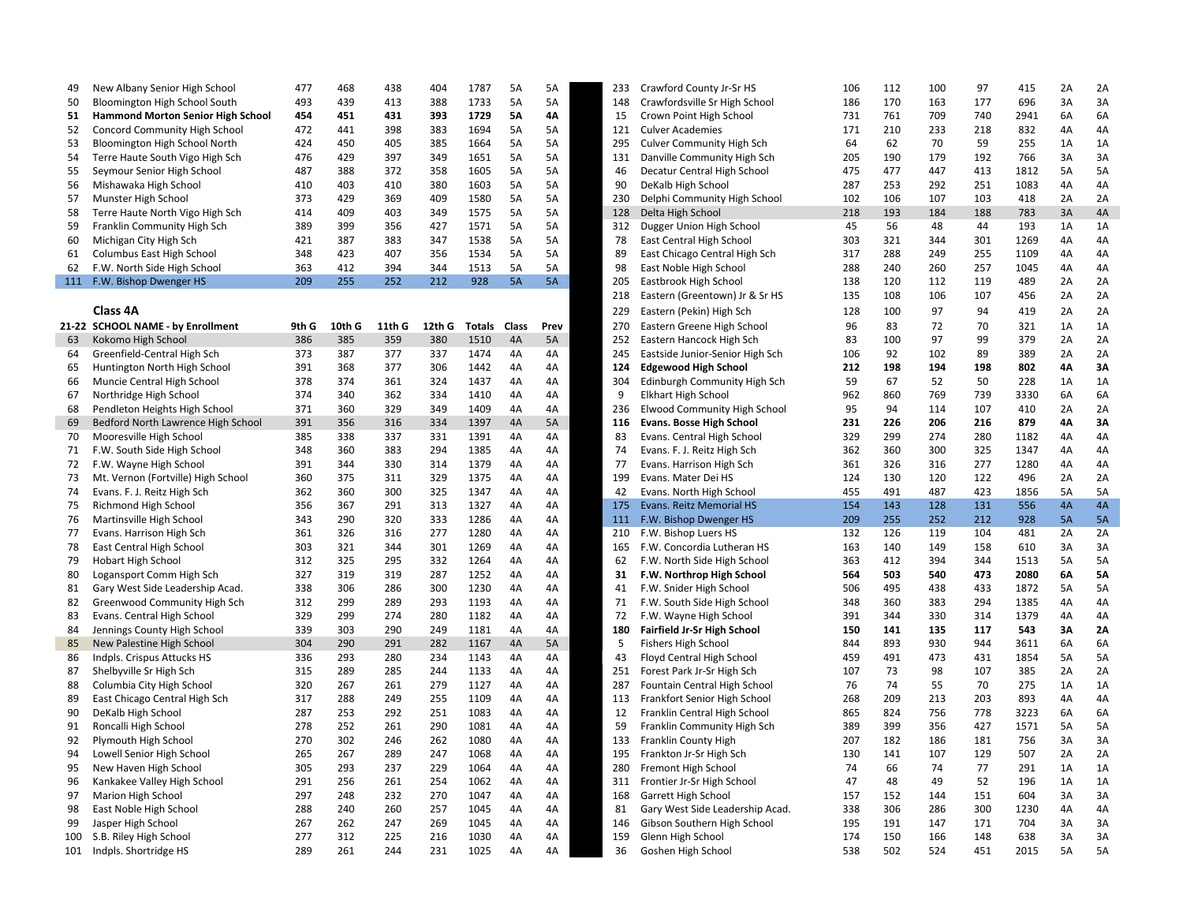| | | | | | | | | |
|---|---|---|---|---|---|---|---|---|
| 49 | New Albany Senior High School | 477 | 468 | 438 | 404 | 1787 | 5A | 5A |
| 50 | Bloomington High School South | 493 | 439 | 413 | 388 | 1733 | 5A | 5A |
| **51** | **Hammond Morton Senior High School** | **454** | **451** | **431** | **393** | **1729** | **5A** | **4A** |
| 52 | Concord Community High School | 472 | 441 | 398 | 383 | 1694 | 5A | 5A |
| 53 | Bloomington High School North | 424 | 450 | 405 | 385 | 1664 | 5A | 5A |
| 54 | Terre Haute South Vigo High Sch | 476 | 429 | 397 | 349 | 1651 | 5A | 5A |
| 55 | Seymour Senior High School | 487 | 388 | 372 | 358 | 1605 | 5A | 5A |
| 56 | Mishawaka High School | 410 | 403 | 410 | 380 | 1603 | 5A | 5A |
| 57 | Munster High School | 373 | 429 | 369 | 409 | 1580 | 5A | 5A |
| 58 | Terre Haute North Vigo High Sch | 414 | 409 | 403 | 349 | 1575 | 5A | 5A |
| 59 | Franklin Community High Sch | 389 | 399 | 356 | 427 | 1571 | 5A | 5A |
| 60 | Michigan City High Sch | 421 | 387 | 383 | 347 | 1538 | 5A | 5A |
| 61 | Columbus East High School | 348 | 423 | 407 | 356 | 1534 | 5A | 5A |
| 62 | F.W. North Side High School | 363 | 412 | 394 | 344 | 1513 | 5A | 5A |
| 111 | F.W. Bishop Dwenger HS | 209 | 255 | 252 | 212 | 928 | 5A | 5A |

## Class 4A

| 21-22 | SCHOOL NAME - by Enrollment | 9th G | 10th G | 11th G | 12th G | Totals | Class | Prev |
|---|---|---|---|---|---|---|---|---|
| 63 | Kokomo High School | 386 | 385 | 359 | 380 | 1510 | 4A | 5A |
| 64 | Greenfield-Central High Sch | 373 | 387 | 377 | 337 | 1474 | 4A | 4A |
| 65 | Huntington North High School | 391 | 368 | 377 | 306 | 1442 | 4A | 4A |
| 66 | Muncie Central High School | 378 | 374 | 361 | 324 | 1437 | 4A | 4A |
| 67 | Northridge High School | 374 | 340 | 362 | 334 | 1410 | 4A | 4A |
| 68 | Pendleton Heights High School | 371 | 360 | 329 | 349 | 1409 | 4A | 4A |
| 69 | Bedford North Lawrence High School | 391 | 356 | 316 | 334 | 1397 | 4A | 5A |
| 70 | Mooresville High School | 385 | 338 | 337 | 331 | 1391 | 4A | 4A |
| 71 | F.W. South Side High School | 348 | 360 | 383 | 294 | 1385 | 4A | 4A |
| 72 | F.W. Wayne High School | 391 | 344 | 330 | 314 | 1379 | 4A | 4A |
| 73 | Mt. Vernon (Fortville) High School | 360 | 375 | 311 | 329 | 1375 | 4A | 4A |
| 74 | Evans. F. J. Reitz High Sch | 362 | 360 | 300 | 325 | 1347 | 4A | 4A |
| 75 | Richmond High School | 356 | 367 | 291 | 313 | 1327 | 4A | 4A |
| 76 | Martinsville High School | 343 | 290 | 320 | 333 | 1286 | 4A | 4A |
| 77 | Evans. Harrison High Sch | 361 | 326 | 316 | 277 | 1280 | 4A | 4A |
| 78 | East Central High School | 303 | 321 | 344 | 301 | 1269 | 4A | 4A |
| 79 | Hobart High School | 312 | 325 | 295 | 332 | 1264 | 4A | 4A |
| 80 | Logansport Comm High Sch | 327 | 319 | 319 | 287 | 1252 | 4A | 4A |
| 81 | Gary West Side Leadership Acad. | 338 | 306 | 286 | 300 | 1230 | 4A | 4A |
| 82 | Greenwood Community High Sch | 312 | 299 | 289 | 293 | 1193 | 4A | 4A |
| 83 | Evans. Central High School | 329 | 299 | 274 | 280 | 1182 | 4A | 4A |
| 84 | Jennings County High School | 339 | 303 | 290 | 249 | 1181 | 4A | 4A |
| 85 | New Palestine High School | 304 | 290 | 291 | 282 | 1167 | 4A | 5A |
| 86 | Indpls. Crispus Attucks HS | 336 | 293 | 280 | 234 | 1143 | 4A | 4A |
| 87 | Shelbyville Sr High Sch | 315 | 289 | 285 | 244 | 1133 | 4A | 4A |
| 88 | Columbia City High School | 320 | 267 | 261 | 279 | 1127 | 4A | 4A |
| 89 | East Chicago Central High Sch | 317 | 288 | 249 | 255 | 1109 | 4A | 4A |
| 90 | DeKalb High School | 287 | 253 | 292 | 251 | 1083 | 4A | 4A |
| 91 | Roncalli High School | 278 | 252 | 261 | 290 | 1081 | 4A | 4A |
| 92 | Plymouth High School | 270 | 302 | 246 | 262 | 1080 | 4A | 4A |
| 94 | Lowell Senior High School | 265 | 267 | 289 | 247 | 1068 | 4A | 4A |
| 95 | New Haven High School | 305 | 293 | 237 | 229 | 1064 | 4A | 4A |
| 96 | Kankakee Valley High School | 291 | 256 | 261 | 254 | 1062 | 4A | 4A |
| 97 | Marion High School | 297 | 248 | 232 | 270 | 1047 | 4A | 4A |
| 98 | East Noble High School | 288 | 240 | 260 | 257 | 1045 | 4A | 4A |
| 99 | Jasper High School | 267 | 262 | 247 | 269 | 1045 | 4A | 4A |
| 100 | S.B. Riley High School | 277 | 312 | 225 | 216 | 1030 | 4A | 4A |
| 101 | Indpls. Shortridge HS | 289 | 261 | 244 | 231 | 1025 | 4A | 4A |

| | | | | | | | | |
|---|---|---|---|---|---|---|---|---|
| 233 | Crawford County Jr-Sr HS | 106 | 112 | 100 | 97 | 415 | 2A | 2A |
| 148 | Crawfordsville Sr High School | 186 | 170 | 163 | 177 | 696 | 3A | 3A |
| 15 | Crown Point High School | 731 | 761 | 709 | 740 | 2941 | 6A | 6A |
| 121 | Culver Academies | 171 | 210 | 233 | 218 | 832 | 4A | 4A |
| 295 | Culver Community High Sch | 64 | 62 | 70 | 59 | 255 | 1A | 1A |
| 131 | Danville Community High Sch | 205 | 190 | 179 | 192 | 766 | 3A | 3A |
| 46 | Decatur Central High School | 475 | 477 | 447 | 413 | 1812 | 5A | 5A |
| 90 | DeKalb High School | 287 | 253 | 292 | 251 | 1083 | 4A | 4A |
| 230 | Delphi Community High School | 102 | 106 | 107 | 103 | 418 | 2A | 2A |
| 128 | Delta High School | 218 | 193 | 184 | 188 | 783 | 3A | 4A |
| 312 | Dugger Union High School | 45 | 56 | 48 | 44 | 193 | 1A | 1A |
| 78 | East Central High School | 303 | 321 | 344 | 301 | 1269 | 4A | 4A |
| 89 | East Chicago Central High Sch | 317 | 288 | 249 | 255 | 1109 | 4A | 4A |
| 98 | East Noble High School | 288 | 240 | 260 | 257 | 1045 | 4A | 4A |
| 205 | Eastbrook High School | 138 | 120 | 112 | 119 | 489 | 2A | 2A |
| 218 | Eastern (Greentown) Jr & Sr HS | 135 | 108 | 106 | 107 | 456 | 2A | 2A |
| 229 | Eastern (Pekin) High Sch | 128 | 100 | 97 | 94 | 419 | 2A | 2A |
| 270 | Eastern Greene High School | 96 | 83 | 72 | 70 | 321 | 1A | 1A |
| 252 | Eastern Hancock High Sch | 83 | 100 | 97 | 99 | 379 | 2A | 2A |
| 245 | Eastside Junior-Senior High Sch | 106 | 92 | 102 | 89 | 389 | 2A | 2A |
| **124** | **Edgewood High School** | **212** | **198** | **194** | **198** | **802** | **4A** | **3A** |
| 304 | Edinburgh Community High Sch | 59 | 67 | 52 | 50 | 228 | 1A | 1A |
| 9 | Elkhart High School | 962 | 860 | 769 | 739 | 3330 | 6A | 6A |
| 236 | Elwood Community High School | 95 | 94 | 114 | 107 | 410 | 2A | 2A |
| **116** | **Evans. Bosse High School** | **231** | **226** | **206** | **216** | **879** | **4A** | **3A** |
| 83 | Evans. Central High School | 329 | 299 | 274 | 280 | 1182 | 4A | 4A |
| 74 | Evans. F. J. Reitz High Sch | 362 | 360 | 300 | 325 | 1347 | 4A | 4A |
| 77 | Evans. Harrison High Sch | 361 | 326 | 316 | 277 | 1280 | 4A | 4A |
| 199 | Evans. Mater Dei HS | 124 | 130 | 120 | 122 | 496 | 2A | 2A |
| 42 | Evans. North High School | 455 | 491 | 487 | 423 | 1856 | 5A | 5A |
| 175 | Evans. Reitz Memorial HS | 154 | 143 | 128 | 131 | 556 | 4A | 4A |
| 111 | F.W. Bishop Dwenger HS | 209 | 255 | 252 | 212 | 928 | 5A | 5A |
| 210 | F.W. Bishop Luers HS | 132 | 126 | 119 | 104 | 481 | 2A | 2A |
| 165 | F.W. Concordia Lutheran HS | 163 | 140 | 149 | 158 | 610 | 3A | 3A |
| 62 | F.W. North Side High School | 363 | 412 | 394 | 344 | 1513 | 5A | 5A |
| **31** | **F.W. Northrop High School** | **564** | **503** | **540** | **473** | **2080** | **6A** | **5A** |
| 41 | F.W. Snider High School | 506 | 495 | 438 | 433 | 1872 | 5A | 5A |
| 71 | F.W. South Side High School | 348 | 360 | 383 | 294 | 1385 | 4A | 4A |
| 72 | F.W. Wayne High School | 391 | 344 | 330 | 314 | 1379 | 4A | 4A |
| **180** | **Fairfield Jr-Sr High School** | **150** | **141** | **135** | **117** | **543** | **3A** | **2A** |
| 5 | Fishers High School | 844 | 893 | 930 | 944 | 3611 | 6A | 6A |
| 43 | Floyd Central High School | 459 | 491 | 473 | 431 | 1854 | 5A | 5A |
| 251 | Forest Park Jr-Sr High Sch | 107 | 73 | 98 | 107 | 385 | 2A | 2A |
| 287 | Fountain Central High School | 76 | 74 | 55 | 70 | 275 | 1A | 1A |
| 113 | Frankfort Senior High School | 268 | 209 | 213 | 203 | 893 | 4A | 4A |
| 12 | Franklin Central High School | 865 | 824 | 756 | 778 | 3223 | 6A | 6A |
| 59 | Franklin Community High Sch | 389 | 399 | 356 | 427 | 1571 | 5A | 5A |
| 133 | Franklin County High | 207 | 182 | 186 | 181 | 756 | 3A | 3A |
| 195 | Frankton Jr-Sr High Sch | 130 | 141 | 107 | 129 | 507 | 2A | 2A |
| 280 | Fremont High School | 74 | 66 | 74 | 77 | 291 | 1A | 1A |
| 311 | Frontier Jr-Sr High School | 47 | 48 | 49 | 52 | 196 | 1A | 1A |
| 168 | Garrett High School | 157 | 152 | 144 | 151 | 604 | 3A | 3A |
| 81 | Gary West Side Leadership Acad. | 338 | 306 | 286 | 300 | 1230 | 4A | 4A |
| 146 | Gibson Southern High School | 195 | 191 | 147 | 171 | 704 | 3A | 3A |
| 159 | Glenn High School | 174 | 150 | 166 | 148 | 638 | 3A | 3A |
| 36 | Goshen High School | 538 | 502 | 524 | 451 | 2015 | 5A | 5A |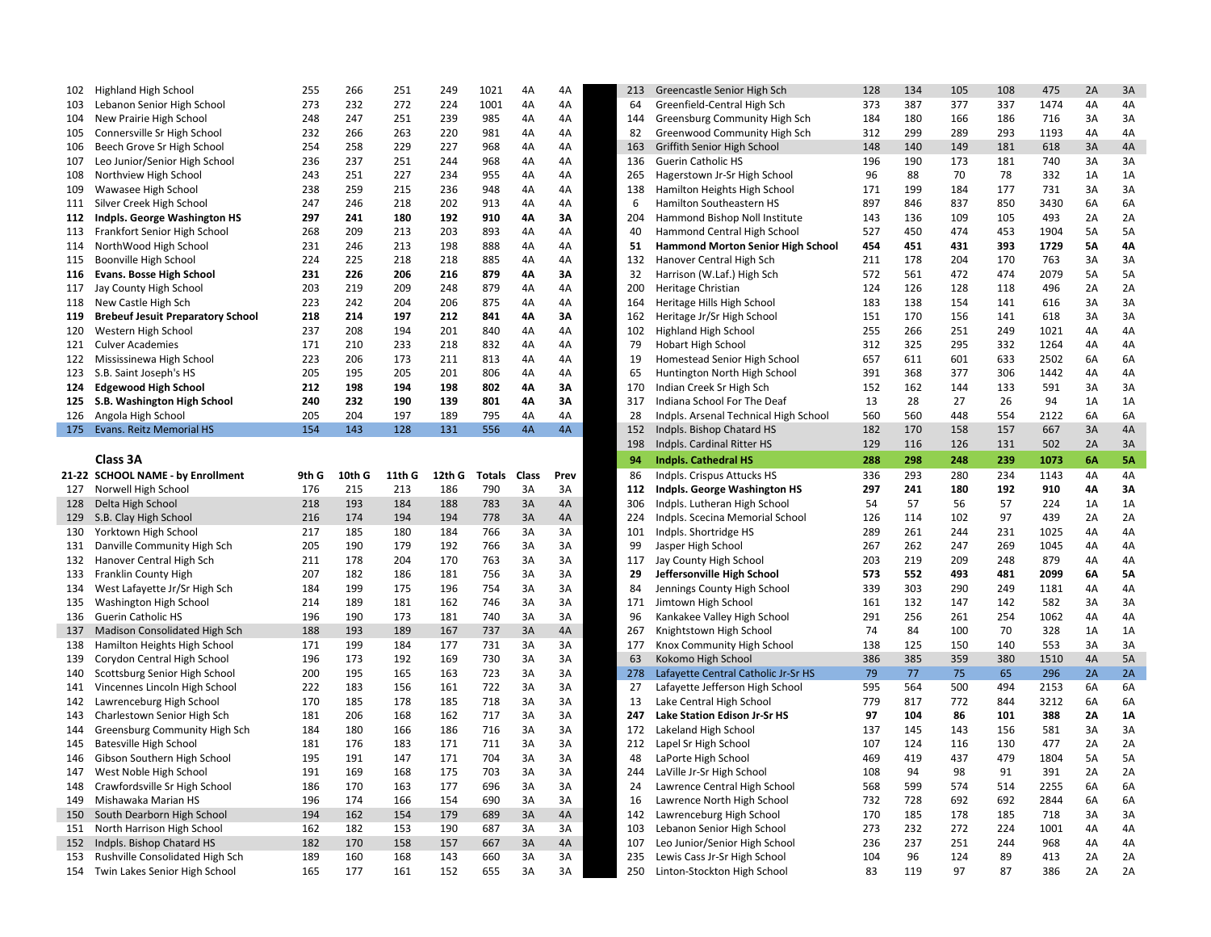| | | | | | | | | |
|---|---|---|---|---|---|---|---|---|
| 102 | Highland High School | 255 | 266 | 251 | 249 | 1021 | 4A | 4A |
| 103 | Lebanon Senior High School | 273 | 232 | 272 | 224 | 1001 | 4A | 4A |
| 104 | New Prairie High School | 248 | 247 | 251 | 239 | 985 | 4A | 4A |
| 105 | Connersville Sr High School | 232 | 266 | 263 | 220 | 981 | 4A | 4A |
| 106 | Beech Grove Sr High School | 254 | 258 | 229 | 227 | 968 | 4A | 4A |
| 107 | Leo Junior/Senior High School | 236 | 237 | 251 | 244 | 968 | 4A | 4A |
| 108 | Northview High School | 243 | 251 | 227 | 234 | 955 | 4A | 4A |
| 109 | Wawasee High School | 238 | 259 | 215 | 236 | 948 | 4A | 4A |
| 111 | Silver Creek High School | 247 | 246 | 218 | 202 | 913 | 4A | 4A |
| **112** | **Indpls. George Washington HS** | **297** | **241** | **180** | **192** | **910** | **4A** | **3A** |
| 113 | Frankfort Senior High School | 268 | 209 | 213 | 203 | 893 | 4A | 4A |
| 114 | NorthWood High School | 231 | 246 | 213 | 198 | 888 | 4A | 4A |
| 115 | Boonville High School | 224 | 225 | 218 | 218 | 885 | 4A | 4A |
| **116** | **Evans. Bosse High School** | **231** | **226** | **206** | **216** | **879** | **4A** | **3A** |
| 117 | Jay County High School | 203 | 219 | 209 | 248 | 879 | 4A | 4A |
| 118 | New Castle High Sch | 223 | 242 | 204 | 206 | 875 | 4A | 4A |
| **119** | **Brebeuf Jesuit Preparatory School** | **218** | **214** | **197** | **212** | **841** | **4A** | **3A** |
| 120 | Western High School | 237 | 208 | 194 | 201 | 840 | 4A | 4A |
| 121 | Culver Academies | 171 | 210 | 233 | 218 | 832 | 4A | 4A |
| 122 | Mississinewa High School | 223 | 206 | 173 | 211 | 813 | 4A | 4A |
| 123 | S.B. Saint Joseph's HS | 205 | 195 | 205 | 201 | 806 | 4A | 4A |
| **124** | **Edgewood High School** | **212** | **198** | **194** | **198** | **802** | **4A** | **3A** |
| **125** | **S.B. Washington High School** | **240** | **232** | **190** | **139** | **801** | **4A** | **3A** |
| 126 | Angola High School | 205 | 204 | 197 | 189 | 795 | 4A | 4A |
| 175 | Evans. Reitz Memorial HS | 154 | 143 | 128 | 131 | 556 | 4A | 4A |

## Class 3A

| 21-22 | SCHOOL NAME - by Enrollment | 9th G | 10th G | 11th G | 12th G | Totals | Class | Prev |
|---|---|---|---|---|---|---|---|---|
| 127 | Norwell High School | 176 | 215 | 213 | 186 | 790 | 3A | 3A |
| 128 | Delta High School | 218 | 193 | 184 | 188 | 783 | 3A | 4A |
| 129 | S.B. Clay High School | 216 | 174 | 194 | 194 | 778 | 3A | 4A |
| 130 | Yorktown High School | 217 | 185 | 180 | 184 | 766 | 3A | 3A |
| 131 | Danville Community High Sch | 205 | 190 | 179 | 192 | 766 | 3A | 3A |
| 132 | Hanover Central High Sch | 211 | 178 | 204 | 170 | 763 | 3A | 3A |
| 133 | Franklin County High | 207 | 182 | 186 | 181 | 756 | 3A | 3A |
| 134 | West Lafayette Jr/Sr High Sch | 184 | 199 | 175 | 196 | 754 | 3A | 3A |
| 135 | Washington High School | 214 | 189 | 181 | 162 | 746 | 3A | 3A |
| 136 | Guerin Catholic HS | 196 | 190 | 173 | 181 | 740 | 3A | 3A |
| 137 | Madison Consolidated High Sch | 188 | 193 | 189 | 167 | 737 | 3A | 4A |
| 138 | Hamilton Heights High School | 171 | 199 | 184 | 177 | 731 | 3A | 3A |
| 139 | Corydon Central High School | 196 | 173 | 192 | 169 | 730 | 3A | 3A |
| 140 | Scottsburg Senior High School | 200 | 195 | 165 | 163 | 723 | 3A | 3A |
| 141 | Vincennes Lincoln High School | 222 | 183 | 156 | 161 | 722 | 3A | 3A |
| 142 | Lawrenceburg High School | 170 | 185 | 178 | 185 | 718 | 3A | 3A |
| 143 | Charlestown Senior High Sch | 181 | 206 | 168 | 162 | 717 | 3A | 3A |
| 144 | Greensburg Community High Sch | 184 | 180 | 166 | 186 | 716 | 3A | 3A |
| 145 | Batesville High School | 181 | 176 | 183 | 171 | 711 | 3A | 3A |
| 146 | Gibson Southern High School | 195 | 191 | 147 | 171 | 704 | 3A | 3A |
| 147 | West Noble High School | 191 | 169 | 168 | 175 | 703 | 3A | 3A |
| 148 | Crawfordsville Sr High School | 186 | 170 | 163 | 177 | 696 | 3A | 3A |
| 149 | Mishawaka Marian HS | 196 | 174 | 166 | 154 | 690 | 3A | 3A |
| 150 | South Dearborn High School | 194 | 162 | 154 | 179 | 689 | 3A | 4A |
| 151 | North Harrison High School | 162 | 182 | 153 | 190 | 687 | 3A | 3A |
| 152 | Indpls. Bishop Chatard HS | 182 | 170 | 158 | 157 | 667 | 3A | 4A |
| 153 | Rushville Consolidated High Sch | 189 | 160 | 168 | 143 | 660 | 3A | 3A |
| 154 | Twin Lakes Senior High School | 165 | 177 | 161 | 152 | 655 | 3A | 3A |

| | | | | | | | | |
|---|---|---|---|---|---|---|---|---|
| 213 | Greencastle Senior High Sch | 128 | 134 | 105 | 108 | 475 | 2A | 3A |
| 64 | Greenfield-Central High Sch | 373 | 387 | 377 | 337 | 1474 | 4A | 4A |
| 144 | Greensburg Community High Sch | 184 | 180 | 166 | 186 | 716 | 3A | 3A |
| 82 | Greenwood Community High Sch | 312 | 299 | 289 | 293 | 1193 | 4A | 4A |
| 163 | Griffith Senior High School | 148 | 140 | 149 | 181 | 618 | 3A | 4A |
| 136 | Guerin Catholic HS | 196 | 190 | 173 | 181 | 740 | 3A | 3A |
| 265 | Hagerstown Jr-Sr High School | 96 | 88 | 70 | 78 | 332 | 1A | 1A |
| 138 | Hamilton Heights High School | 171 | 199 | 184 | 177 | 731 | 3A | 3A |
| 6 | Hamilton Southeastern HS | 897 | 846 | 837 | 850 | 3430 | 6A | 6A |
| 204 | Hammond Bishop Noll Institute | 143 | 136 | 109 | 105 | 493 | 2A | 2A |
| 40 | Hammond Central High School | 527 | 450 | 474 | 453 | 1904 | 5A | 5A |
| **51** | **Hammond Morton Senior High School** | **454** | **451** | **431** | **393** | **1729** | **5A** | **4A** |
| 132 | Hanover Central High Sch | 211 | 178 | 204 | 170 | 763 | 3A | 3A |
| 32 | Harrison (W.Laf.) High Sch | 572 | 561 | 472 | 474 | 2079 | 5A | 5A |
| 200 | Heritage Christian | 124 | 126 | 128 | 118 | 496 | 2A | 2A |
| 164 | Heritage Hills High School | 183 | 138 | 154 | 141 | 616 | 3A | 3A |
| 162 | Heritage Jr/Sr High School | 151 | 170 | 156 | 141 | 618 | 3A | 3A |
| 102 | Highland High School | 255 | 266 | 251 | 249 | 1021 | 4A | 4A |
| 79 | Hobart High School | 312 | 325 | 295 | 332 | 1264 | 4A | 4A |
| 19 | Homestead Senior High School | 657 | 611 | 601 | 633 | 2502 | 6A | 6A |
| 65 | Huntington North High School | 391 | 368 | 377 | 306 | 1442 | 4A | 4A |
| 170 | Indian Creek Sr High Sch | 152 | 162 | 144 | 133 | 591 | 3A | 3A |
| 317 | Indiana School For The Deaf | 13 | 28 | 27 | 26 | 94 | 1A | 1A |
| 28 | Indpls. Arsenal Technical High School | 560 | 560 | 448 | 554 | 2122 | 6A | 6A |
| 152 | Indpls. Bishop Chatard HS | 182 | 170 | 158 | 157 | 667 | 3A | 4A |
| 198 | Indpls. Cardinal Ritter HS | 129 | 116 | 126 | 131 | 502 | 2A | 3A |
| **94** | **Indpls. Cathedral HS** | **288** | **298** | **248** | **239** | **1073** | **6A** | **5A** |
| 86 | Indpls. Crispus Attucks HS | 336 | 293 | 280 | 234 | 1143 | 4A | 4A |
| **112** | **Indpls. George Washington HS** | **297** | **241** | **180** | **192** | **910** | **4A** | **3A** |
| 306 | Indpls. Lutheran High School | 54 | 57 | 56 | 57 | 224 | 1A | 1A |
| 224 | Indpls. Scecina Memorial School | 126 | 114 | 102 | 97 | 439 | 2A | 2A |
| 101 | Indpls. Shortridge HS | 289 | 261 | 244 | 231 | 1025 | 4A | 4A |
| 99 | Jasper High School | 267 | 262 | 247 | 269 | 1045 | 4A | 4A |
| 117 | Jay County High School | 203 | 219 | 209 | 248 | 879 | 4A | 4A |
| **29** | **Jeffersonville High School** | **573** | **552** | **493** | **481** | **2099** | **6A** | **5A** |
| 84 | Jennings County High School | 339 | 303 | 290 | 249 | 1181 | 4A | 4A |
| 171 | Jimtown High School | 161 | 132 | 147 | 142 | 582 | 3A | 3A |
| 96 | Kankakee Valley High School | 291 | 256 | 261 | 254 | 1062 | 4A | 4A |
| 267 | Knightstown High School | 74 | 84 | 100 | 70 | 328 | 1A | 1A |
| 177 | Knox Community High School | 138 | 125 | 150 | 140 | 553 | 3A | 3A |
| 63 | Kokomo High School | 386 | 385 | 359 | 380 | 1510 | 4A | 5A |
| 278 | Lafayette Central Catholic Jr-Sr HS | 79 | 77 | 75 | 65 | 296 | 2A | 2A |
| 27 | Lafayette Jefferson High School | 595 | 564 | 500 | 494 | 2153 | 6A | 6A |
| 13 | Lake Central High School | 779 | 817 | 772 | 844 | 3212 | 6A | 6A |
| **247** | **Lake Station Edison Jr-Sr HS** | **97** | **104** | **86** | **101** | **388** | **2A** | **1A** |
| 172 | Lakeland High School | 137 | 145 | 143 | 156 | 581 | 3A | 3A |
| 212 | Lapel Sr High School | 107 | 124 | 116 | 130 | 477 | 2A | 2A |
| 48 | LaPorte High School | 469 | 419 | 437 | 479 | 1804 | 5A | 5A |
| 244 | LaVille Jr-Sr High School | 108 | 94 | 98 | 91 | 391 | 2A | 2A |
| 24 | Lawrence Central High School | 568 | 599 | 574 | 514 | 2255 | 6A | 6A |
| 16 | Lawrence North High School | 732 | 728 | 692 | 692 | 2844 | 6A | 6A |
| 142 | Lawrenceburg High School | 170 | 185 | 178 | 185 | 718 | 3A | 3A |
| 103 | Lebanon Senior High School | 273 | 232 | 272 | 224 | 1001 | 4A | 4A |
| 107 | Leo Junior/Senior High School | 236 | 237 | 251 | 244 | 968 | 4A | 4A |
| 235 | Lewis Cass Jr-Sr High School | 104 | 96 | 124 | 89 | 413 | 2A | 2A |
| 250 | Linton-Stockton High School | 83 | 119 | 97 | 87 | 386 | 2A | 2A |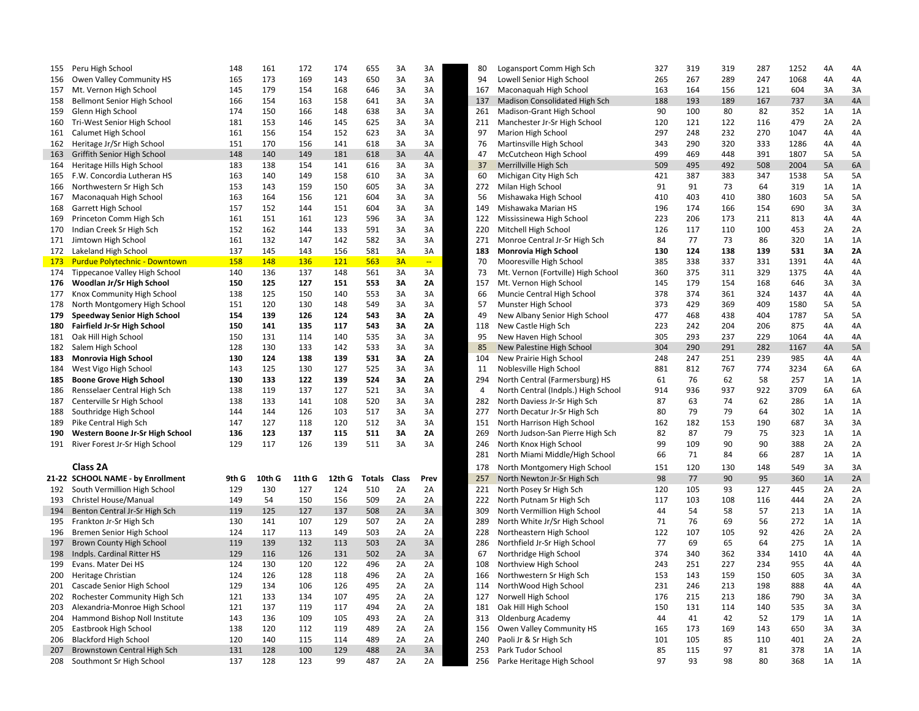| 21-22 | School Name | 9th G | 10th G | 11th G | 12th G | Totals | Class | Prev |
|---|---|---|---|---|---|---|---|---|
| 155 | Peru High School | 148 | 161 | 172 | 174 | 655 | 3A | 3A |
| 156 | Owen Valley Community HS | 165 | 173 | 169 | 143 | 650 | 3A | 3A |
| 157 | Mt. Vernon High School | 145 | 179 | 154 | 168 | 646 | 3A | 3A |
| 158 | Bellmont Senior High School | 166 | 154 | 163 | 158 | 641 | 3A | 3A |
| 159 | Glenn High School | 174 | 150 | 166 | 148 | 638 | 3A | 3A |
| 160 | Tri-West Senior High School | 181 | 153 | 146 | 145 | 625 | 3A | 3A |
| 161 | Calumet High School | 161 | 156 | 154 | 152 | 623 | 3A | 3A |
| 162 | Heritage Jr/Sr High School | 151 | 170 | 156 | 141 | 618 | 3A | 3A |
| 163 | Griffith Senior High School | 148 | 140 | 149 | 181 | 618 | 3A | 4A |
| 164 | Heritage Hills High School | 183 | 138 | 154 | 141 | 616 | 3A | 3A |
| 165 | F.W. Concordia Lutheran HS | 163 | 140 | 149 | 158 | 610 | 3A | 3A |
| 166 | Northwestern Sr High Sch | 153 | 143 | 159 | 150 | 605 | 3A | 3A |
| 167 | Maconaquah High School | 163 | 164 | 156 | 121 | 604 | 3A | 3A |
| 168 | Garrett High School | 157 | 152 | 144 | 151 | 604 | 3A | 3A |
| 169 | Princeton Comm High Sch | 161 | 151 | 161 | 123 | 596 | 3A | 3A |
| 170 | Indian Creek Sr High Sch | 152 | 162 | 144 | 133 | 591 | 3A | 3A |
| 171 | Jimtown High School | 161 | 132 | 147 | 142 | 582 | 3A | 3A |
| 172 | Lakeland High School | 137 | 145 | 143 | 156 | 581 | 3A | 3A |
| 173 | Purdue Polytechnic - Downtown | 158 | 148 | 136 | 121 | 563 | 3A | -- |
| 174 | Tippecanoe Valley High School | 140 | 136 | 137 | 148 | 561 | 3A | 3A |
| **176** | **Woodlan Jr/Sr High School** | **150** | **125** | **127** | **151** | **553** | **3A** | **2A** |
| 177 | Knox Community High School | 138 | 125 | 150 | 140 | 553 | 3A | 3A |
| 178 | North Montgomery High School | 151 | 120 | 130 | 148 | 549 | 3A | 3A |
| **179** | **Speedway Senior High School** | **154** | **139** | **126** | **124** | **543** | **3A** | **2A** |
| **180** | **Fairfield Jr-Sr High School** | **150** | **141** | **135** | **117** | **543** | **3A** | **2A** |
| 181 | Oak Hill High School | 150 | 131 | 114 | 140 | 535 | 3A | 3A |
| 182 | Salem High School | 128 | 130 | 133 | 142 | 533 | 3A | 3A |
| **183** | **Monrovia High School** | **130** | **124** | **138** | **139** | **531** | **3A** | **2A** |
| 184 | West Vigo High School | 143 | 125 | 130 | 127 | 525 | 3A | 3A |
| **185** | **Boone Grove High School** | **130** | **133** | **122** | **139** | **524** | **3A** | **2A** |
| 186 | Rensselaer Central High Sch | 138 | 119 | 137 | 127 | 521 | 3A | 3A |
| 187 | Centerville Sr High School | 138 | 133 | 141 | 108 | 520 | 3A | 3A |
| 188 | Southridge High School | 144 | 144 | 126 | 103 | 517 | 3A | 3A |
| 189 | Pike Central High Sch | 147 | 127 | 118 | 120 | 512 | 3A | 3A |
| **190** | **Western Boone Jr-Sr High School** | **136** | **123** | **137** | **115** | **511** | **3A** | **2A** |
| 191 | River Forest Jr-Sr High School | 129 | 117 | 126 | 139 | 511 | 3A | 3A |

### Class 2A

| 21-22 | SCHOOL NAME - by Enrollment | 9th G | 10th G | 11th G | 12th G | Totals | Class | Prev |
|---|---|---|---|---|---|---|---|---|
| 192 | South Vermillion High School | 129 | 130 | 127 | 124 | 510 | 2A | 2A |
| 193 | Christel House/Manual | 149 | 54 | 150 | 156 | 509 | 2A | 2A |
| 194 | Benton Central Jr-Sr High Sch | 119 | 125 | 127 | 137 | 508 | 2A | 3A |
| 195 | Frankton Jr-Sr High Sch | 130 | 141 | 107 | 129 | 507 | 2A | 2A |
| 196 | Bremen Senior High School | 124 | 117 | 113 | 149 | 503 | 2A | 2A |
| 197 | Brown County High School | 119 | 139 | 132 | 113 | 503 | 2A | 3A |
| 198 | Indpls. Cardinal Ritter HS | 129 | 116 | 126 | 131 | 502 | 2A | 3A |
| 199 | Evans. Mater Dei HS | 124 | 130 | 120 | 122 | 496 | 2A | 2A |
| 200 | Heritage Christian | 124 | 126 | 128 | 118 | 496 | 2A | 2A |
| 201 | Cascade Senior High School | 129 | 134 | 106 | 126 | 495 | 2A | 2A |
| 202 | Rochester Community High Sch | 121 | 133 | 134 | 107 | 495 | 2A | 2A |
| 203 | Alexandria-Monroe High School | 121 | 137 | 119 | 117 | 494 | 2A | 2A |
| 204 | Hammond Bishop Noll Institute | 143 | 136 | 109 | 105 | 493 | 2A | 2A |
| 205 | Eastbrook High School | 138 | 120 | 112 | 119 | 489 | 2A | 2A |
| 206 | Blackford High School | 120 | 140 | 115 | 114 | 489 | 2A | 2A |
| 207 | Brownstown Central High Sch | 131 | 128 | 100 | 129 | 488 | 2A | 3A |
| 208 | Southmont Sr High School | 137 | 128 | 123 | 99 | 487 | 2A | 2A |

| 21-22 | School Name | 9th G | 10th G | 11th G | 12th G | Totals | Class | Prev |
|---|---|---|---|---|---|---|---|---|
| 80 | Logansport Comm High Sch | 327 | 319 | 319 | 287 | 1252 | 4A | 4A |
| 94 | Lowell Senior High School | 265 | 267 | 289 | 247 | 1068 | 4A | 4A |
| 167 | Maconaquah High School | 163 | 164 | 156 | 121 | 604 | 3A | 3A |
| 137 | Madison Consolidated High Sch | 188 | 193 | 189 | 167 | 737 | 3A | 4A |
| 261 | Madison-Grant High School | 90 | 100 | 80 | 82 | 352 | 1A | 1A |
| 211 | Manchester Jr-Sr High School | 120 | 121 | 122 | 116 | 479 | 2A | 2A |
| 97 | Marion High School | 297 | 248 | 232 | 270 | 1047 | 4A | 4A |
| 76 | Martinsville High School | 343 | 290 | 320 | 333 | 1286 | 4A | 4A |
| 47 | McCutcheon High School | 499 | 469 | 448 | 391 | 1807 | 5A | 5A |
| 37 | Merrillville High Sch | 509 | 495 | 492 | 508 | 2004 | 5A | 6A |
| 60 | Michigan City High Sch | 421 | 387 | 383 | 347 | 1538 | 5A | 5A |
| 272 | Milan High School | 91 | 91 | 73 | 64 | 319 | 1A | 1A |
| 56 | Mishawaka High School | 410 | 403 | 410 | 380 | 1603 | 5A | 5A |
| 149 | Mishawaka Marian HS | 196 | 174 | 166 | 154 | 690 | 3A | 3A |
| 122 | Mississinewa High School | 223 | 206 | 173 | 211 | 813 | 4A | 4A |
| 220 | Mitchell High School | 126 | 117 | 110 | 100 | 453 | 2A | 2A |
| 271 | Monroe Central Jr-Sr High Sch | 84 | 77 | 73 | 86 | 320 | 1A | 1A |
| **183** | **Monrovia High School** | **130** | **124** | **138** | **139** | **531** | **3A** | **2A** |
| 70 | Mooresville High School | 385 | 338 | 337 | 331 | 1391 | 4A | 4A |
| 73 | Mt. Vernon (Fortville) High School | 360 | 375 | 311 | 329 | 1375 | 4A | 4A |
| 157 | Mt. Vernon High School | 145 | 179 | 154 | 168 | 646 | 3A | 3A |
| 66 | Muncie Central High School | 378 | 374 | 361 | 324 | 1437 | 4A | 4A |
| 57 | Munster High School | 373 | 429 | 369 | 409 | 1580 | 5A | 5A |
| 49 | New Albany Senior High School | 477 | 468 | 438 | 404 | 1787 | 5A | 5A |
| 118 | New Castle High Sch | 223 | 242 | 204 | 206 | 875 | 4A | 4A |
| 95 | New Haven High School | 305 | 293 | 237 | 229 | 1064 | 4A | 4A |
| 85 | New Palestine High School | 304 | 290 | 291 | 282 | 1167 | 4A | 5A |
| 104 | New Prairie High School | 248 | 247 | 251 | 239 | 985 | 4A | 4A |
| 11 | Noblesville High School | 881 | 812 | 767 | 774 | 3234 | 6A | 6A |
| 294 | North Central (Farmersburg) HS | 61 | 76 | 62 | 58 | 257 | 1A | 1A |
| 4 | North Central (Indpls.) High School | 914 | 936 | 937 | 922 | 3709 | 6A | 6A |
| 282 | North Daviess Jr-Sr High Sch | 87 | 63 | 74 | 62 | 286 | 1A | 1A |
| 277 | North Decatur Jr-Sr High Sch | 80 | 79 | 79 | 64 | 302 | 1A | 1A |
| 151 | North Harrison High School | 162 | 182 | 153 | 190 | 687 | 3A | 3A |
| 269 | North Judson-San Pierre High Sch | 82 | 87 | 79 | 75 | 323 | 1A | 1A |
| 246 | North Knox High School | 99 | 109 | 90 | 90 | 388 | 2A | 2A |
| 281 | North Miami Middle/High School | 66 | 71 | 84 | 66 | 287 | 1A | 1A |
| 178 | North Montgomery High School | 151 | 120 | 130 | 148 | 549 | 3A | 3A |
| 257 | North Newton Jr-Sr High Sch | 98 | 77 | 90 | 95 | 360 | 1A | 2A |
| 221 | North Posey Sr High Sch | 120 | 105 | 93 | 127 | 445 | 2A | 2A |
| 222 | North Putnam Sr High Sch | 117 | 103 | 108 | 116 | 444 | 2A | 2A |
| 309 | North Vermillion High School | 44 | 54 | 58 | 57 | 213 | 1A | 1A |
| 289 | North White Jr/Sr High School | 71 | 76 | 69 | 56 | 272 | 1A | 1A |
| 228 | Northeastern High School | 122 | 107 | 105 | 92 | 426 | 2A | 2A |
| 286 | Northfield Jr-Sr High School | 77 | 69 | 65 | 64 | 275 | 1A | 1A |
| 67 | Northridge High School | 374 | 340 | 362 | 334 | 1410 | 4A | 4A |
| 108 | Northview High School | 243 | 251 | 227 | 234 | 955 | 4A | 4A |
| 166 | Northwestern Sr High Sch | 153 | 143 | 159 | 150 | 605 | 3A | 3A |
| 114 | NorthWood High School | 231 | 246 | 213 | 198 | 888 | 4A | 4A |
| 127 | Norwell High School | 176 | 215 | 213 | 186 | 790 | 3A | 3A |
| 181 | Oak Hill High School | 150 | 131 | 114 | 140 | 535 | 3A | 3A |
| 313 | Oldenburg Academy | 44 | 41 | 42 | 52 | 179 | 1A | 1A |
| 156 | Owen Valley Community HS | 165 | 173 | 169 | 143 | 650 | 3A | 3A |
| 240 | Paoli Jr & Sr High Sch | 101 | 105 | 85 | 110 | 401 | 2A | 2A |
| 253 | Park Tudor School | 85 | 115 | 97 | 81 | 378 | 1A | 1A |
| 256 | Parke Heritage High School | 97 | 93 | 98 | 80 | 368 | 1A | 1A |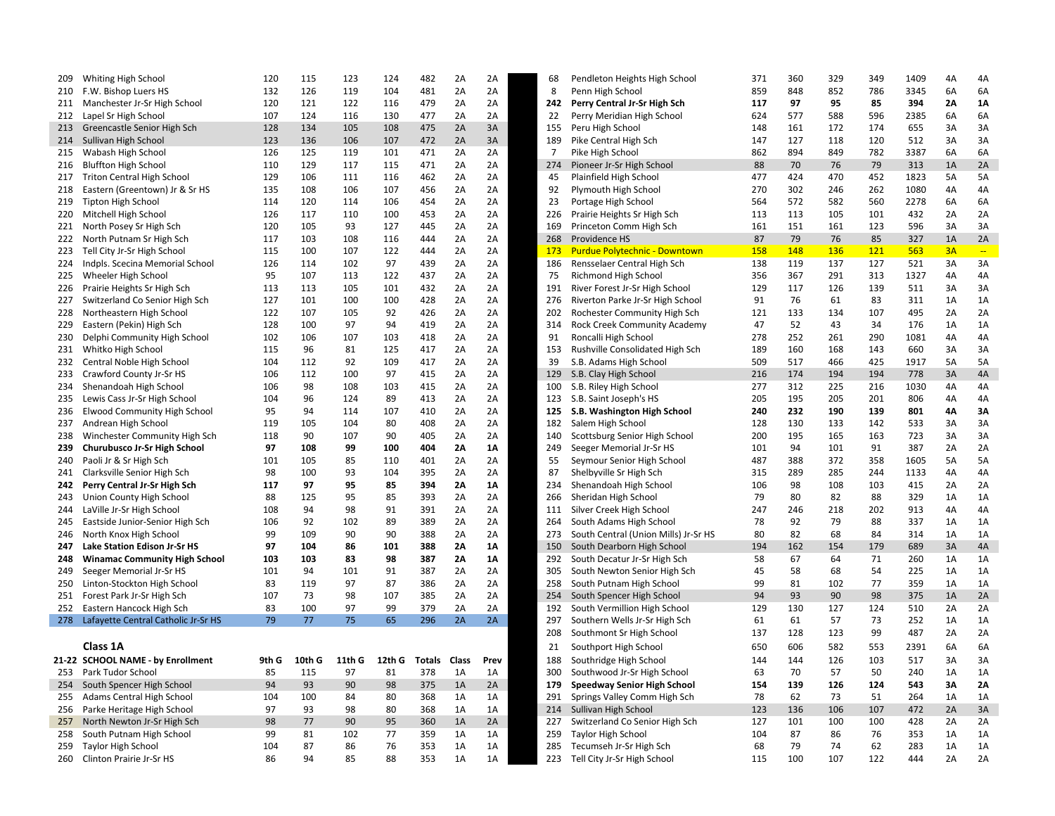| | | 9th G | 10th G | 11th G | 12th G | Totals | Class | Prev |
|---|---|---|---|---|---|---|---|---|
| 209 | Whiting High School | 120 | 115 | 123 | 124 | 482 | 2A | 2A |
| 210 | F.W. Bishop Luers HS | 132 | 126 | 119 | 104 | 481 | 2A | 2A |
| 211 | Manchester Jr-Sr High School | 120 | 121 | 122 | 116 | 479 | 2A | 2A |
| 212 | Lapel Sr High School | 107 | 124 | 116 | 130 | 477 | 2A | 2A |
| 213 | Greencastle Senior High Sch | 128 | 134 | 105 | 108 | 475 | 2A | 3A |
| 214 | Sullivan High School | 123 | 136 | 106 | 107 | 472 | 2A | 3A |
| 215 | Wabash High School | 126 | 125 | 119 | 101 | 471 | 2A | 2A |
| 216 | Bluffton High School | 110 | 129 | 117 | 115 | 471 | 2A | 2A |
| 217 | Triton Central High School | 129 | 106 | 111 | 116 | 462 | 2A | 2A |
| 218 | Eastern (Greentown) Jr & Sr HS | 135 | 108 | 106 | 107 | 456 | 2A | 2A |
| 219 | Tipton High School | 114 | 120 | 114 | 106 | 454 | 2A | 2A |
| 220 | Mitchell High School | 126 | 117 | 110 | 100 | 453 | 2A | 2A |
| 221 | North Posey Sr High Sch | 120 | 105 | 93 | 127 | 445 | 2A | 2A |
| 222 | North Putnam Sr High Sch | 117 | 103 | 108 | 116 | 444 | 2A | 2A |
| 223 | Tell City Jr-Sr High School | 115 | 100 | 107 | 122 | 444 | 2A | 2A |
| 224 | Indpls. Scecina Memorial School | 126 | 114 | 102 | 97 | 439 | 2A | 2A |
| 225 | Wheeler High School | 95 | 107 | 113 | 122 | 437 | 2A | 2A |
| 226 | Prairie Heights Sr High Sch | 113 | 113 | 105 | 101 | 432 | 2A | 2A |
| 227 | Switzerland Co Senior High Sch | 127 | 101 | 100 | 100 | 428 | 2A | 2A |
| 228 | Northeastern High School | 122 | 107 | 105 | 92 | 426 | 2A | 2A |
| 229 | Eastern (Pekin) High Sch | 128 | 100 | 97 | 94 | 419 | 2A | 2A |
| 230 | Delphi Community High School | 102 | 106 | 107 | 103 | 418 | 2A | 2A |
| 231 | Whitko High School | 115 | 96 | 81 | 125 | 417 | 2A | 2A |
| 232 | Central Noble High School | 104 | 112 | 92 | 109 | 417 | 2A | 2A |
| 233 | Crawford County Jr-Sr HS | 106 | 112 | 100 | 97 | 415 | 2A | 2A |
| 234 | Shenandoah High School | 106 | 98 | 108 | 103 | 415 | 2A | 2A |
| 235 | Lewis Cass Jr-Sr High School | 104 | 96 | 124 | 89 | 413 | 2A | 2A |
| 236 | Elwood Community High School | 95 | 94 | 114 | 107 | 410 | 2A | 2A |
| 237 | Andrean High School | 119 | 105 | 104 | 80 | 408 | 2A | 2A |
| 238 | Winchester Community High Sch | 118 | 90 | 107 | 90 | 405 | 2A | 2A |
| **239** | **Churubusco Jr-Sr High School** | **97** | **108** | **99** | **100** | **404** | **2A** | **1A** |
| 240 | Paoli Jr & Sr High Sch | 101 | 105 | 85 | 110 | 401 | 2A | 2A |
| 241 | Clarksville Senior High Sch | 98 | 100 | 93 | 104 | 395 | 2A | 2A |
| **242** | **Perry Central Jr-Sr High Sch** | **117** | **97** | **95** | **85** | **394** | **2A** | **1A** |
| 243 | Union County High School | 88 | 125 | 95 | 85 | 393 | 2A | 2A |
| 244 | LaVille Jr-Sr High School | 108 | 94 | 98 | 91 | 391 | 2A | 2A |
| 245 | Eastside Junior-Senior High Sch | 106 | 92 | 102 | 89 | 389 | 2A | 2A |
| 246 | North Knox High School | 99 | 109 | 90 | 90 | 388 | 2A | 2A |
| **247** | **Lake Station Edison Jr-Sr HS** | **97** | **104** | **86** | **101** | **388** | **2A** | **1A** |
| **248** | **Winamac Community High School** | **103** | **103** | **83** | **98** | **387** | **2A** | **1A** |
| 249 | Seeger Memorial Jr-Sr HS | 101 | 94 | 101 | 91 | 387 | 2A | 2A |
| 250 | Linton-Stockton High School | 83 | 119 | 97 | 87 | 386 | 2A | 2A |
| 251 | Forest Park Jr-Sr High Sch | 107 | 73 | 98 | 107 | 385 | 2A | 2A |
| 252 | Eastern Hancock High Sch | 83 | 100 | 97 | 99 | 379 | 2A | 2A |
| 278 | Lafayette Central Catholic Jr-Sr HS | 79 | 77 | 75 | 65 | 296 | 2A | 2A |

### Class 1A

| 21-22 | SCHOOL NAME - by Enrollment | 9th G | 10th G | 11th G | 12th G | Totals | Class | Prev |
|---|---|---|---|---|---|---|---|---|
| 253 | Park Tudor School | 85 | 115 | 97 | 81 | 378 | 1A | 1A |
| 254 | South Spencer High School | 94 | 93 | 90 | 98 | 375 | 1A | 2A |
| 255 | Adams Central High School | 104 | 100 | 84 | 80 | 368 | 1A | 1A |
| 256 | Parke Heritage High School | 97 | 93 | 98 | 80 | 368 | 1A | 1A |
| 257 | North Newton Jr-Sr High Sch | 98 | 77 | 90 | 95 | 360 | 1A | 2A |
| 258 | South Putnam High School | 99 | 81 | 102 | 77 | 359 | 1A | 1A |
| 259 | Taylor High School | 104 | 87 | 86 | 76 | 353 | 1A | 1A |
| 260 | Clinton Prairie Jr-Sr HS | 86 | 94 | 85 | 88 | 353 | 1A | 1A |

| | | 9th G | 10th G | 11th G | 12th G | Totals | Class | Prev |
|---|---|---|---|---|---|---|---|---|
| 68 | Pendleton Heights High School | 371 | 360 | 329 | 349 | 1409 | 4A | 4A |
| 8 | Penn High School | 859 | 848 | 852 | 786 | 3345 | 6A | 6A |
| **242** | **Perry Central Jr-Sr High Sch** | **117** | **97** | **95** | **85** | **394** | **2A** | **1A** |
| 22 | Perry Meridian High School | 624 | 577 | 588 | 596 | 2385 | 6A | 6A |
| 155 | Peru High School | 148 | 161 | 172 | 174 | 655 | 3A | 3A |
| 189 | Pike Central High Sch | 147 | 127 | 118 | 120 | 512 | 3A | 3A |
| 7 | Pike High School | 862 | 894 | 849 | 782 | 3387 | 6A | 6A |
| 274 | Pioneer Jr-Sr High School | 88 | 70 | 76 | 79 | 313 | 1A | 2A |
| 45 | Plainfield High School | 477 | 424 | 470 | 452 | 1823 | 5A | 5A |
| 92 | Plymouth High School | 270 | 302 | 246 | 262 | 1080 | 4A | 4A |
| 23 | Portage High School | 564 | 572 | 582 | 560 | 2278 | 6A | 6A |
| 226 | Prairie Heights Sr High Sch | 113 | 113 | 105 | 101 | 432 | 2A | 2A |
| 169 | Princeton Comm High Sch | 161 | 151 | 161 | 123 | 596 | 3A | 3A |
| 268 | Providence HS | 87 | 79 | 76 | 85 | 327 | 1A | 2A |
| 173 | Purdue Polytechnic - Downtown | 158 | 148 | 136 | 121 | 563 | 3A | -- |
| 186 | Rensselaer Central High Sch | 138 | 119 | 137 | 127 | 521 | 3A | 3A |
| 75 | Richmond High School | 356 | 367 | 291 | 313 | 1327 | 4A | 4A |
| 191 | River Forest Jr-Sr High School | 129 | 117 | 126 | 139 | 511 | 3A | 3A |
| 276 | Riverton Parke Jr-Sr High School | 91 | 76 | 61 | 83 | 311 | 1A | 1A |
| 202 | Rochester Community High Sch | 121 | 133 | 134 | 107 | 495 | 2A | 2A |
| 314 | Rock Creek Community Academy | 47 | 52 | 43 | 34 | 176 | 1A | 1A |
| 91 | Roncalli High School | 278 | 252 | 261 | 290 | 1081 | 4A | 4A |
| 153 | Rushville Consolidated High Sch | 189 | 160 | 168 | 143 | 660 | 3A | 3A |
| 39 | S.B. Adams High School | 509 | 517 | 466 | 425 | 1917 | 5A | 5A |
| 129 | S.B. Clay High School | 216 | 174 | 194 | 194 | 778 | 3A | 4A |
| 100 | S.B. Riley High School | 277 | 312 | 225 | 216 | 1030 | 4A | 4A |
| 123 | S.B. Saint Joseph's HS | 205 | 195 | 205 | 201 | 806 | 4A | 4A |
| **125** | **S.B. Washington High School** | **240** | **232** | **190** | **139** | **801** | **4A** | **3A** |
| 182 | Salem High School | 128 | 130 | 133 | 142 | 533 | 3A | 3A |
| 140 | Scottsburg Senior High School | 200 | 195 | 165 | 163 | 723 | 3A | 3A |
| 249 | Seeger Memorial Jr-Sr HS | 101 | 94 | 101 | 91 | 387 | 2A | 2A |
| 55 | Seymour Senior High School | 487 | 388 | 372 | 358 | 1605 | 5A | 5A |
| 87 | Shelbyville Sr High Sch | 315 | 289 | 285 | 244 | 1133 | 4A | 4A |
| 234 | Shenandoah High School | 106 | 98 | 108 | 103 | 415 | 2A | 2A |
| 266 | Sheridan High School | 79 | 80 | 82 | 88 | 329 | 1A | 1A |
| 111 | Silver Creek High School | 247 | 246 | 218 | 202 | 913 | 4A | 4A |
| 264 | South Adams High School | 78 | 92 | 79 | 88 | 337 | 1A | 1A |
| 273 | South Central (Union Mills) Jr-Sr HS | 80 | 82 | 68 | 84 | 314 | 1A | 1A |
| 150 | South Dearborn High School | 194 | 162 | 154 | 179 | 689 | 3A | 4A |
| 292 | South Decatur Jr-Sr High Sch | 58 | 67 | 64 | 71 | 260 | 1A | 1A |
| 305 | South Newton Senior High Sch | 45 | 58 | 68 | 54 | 225 | 1A | 1A |
| 258 | South Putnam High School | 99 | 81 | 102 | 77 | 359 | 1A | 1A |
| 254 | South Spencer High School | 94 | 93 | 90 | 98 | 375 | 1A | 2A |
| 192 | South Vermillion High School | 129 | 130 | 127 | 124 | 510 | 2A | 2A |
| 297 | Southern Wells Jr-Sr High Sch | 61 | 61 | 57 | 73 | 252 | 1A | 1A |
| 208 | Southmont Sr High School | 137 | 128 | 123 | 99 | 487 | 2A | 2A |
| 21 | Southport High School | 650 | 606 | 582 | 553 | 2391 | 6A | 6A |
| 188 | Southridge High School | 144 | 144 | 126 | 103 | 517 | 3A | 3A |
| 300 | Southwood Jr-Sr High School | 63 | 70 | 57 | 50 | 240 | 1A | 1A |
| **179** | **Speedway Senior High School** | **154** | **139** | **126** | **124** | **543** | **3A** | **2A** |
| 291 | Springs Valley Comm High Sch | 78 | 62 | 73 | 51 | 264 | 1A | 1A |
| 214 | Sullivan High School | 123 | 136 | 106 | 107 | 472 | 2A | 3A |
| 227 | Switzerland Co Senior High Sch | 127 | 101 | 100 | 100 | 428 | 2A | 2A |
| 259 | Taylor High School | 104 | 87 | 86 | 76 | 353 | 1A | 1A |
| 285 | Tecumseh Jr-Sr High Sch | 68 | 79 | 74 | 62 | 283 | 1A | 1A |
| 223 | Tell City Jr-Sr High School | 115 | 100 | 107 | 122 | 444 | 2A | 2A |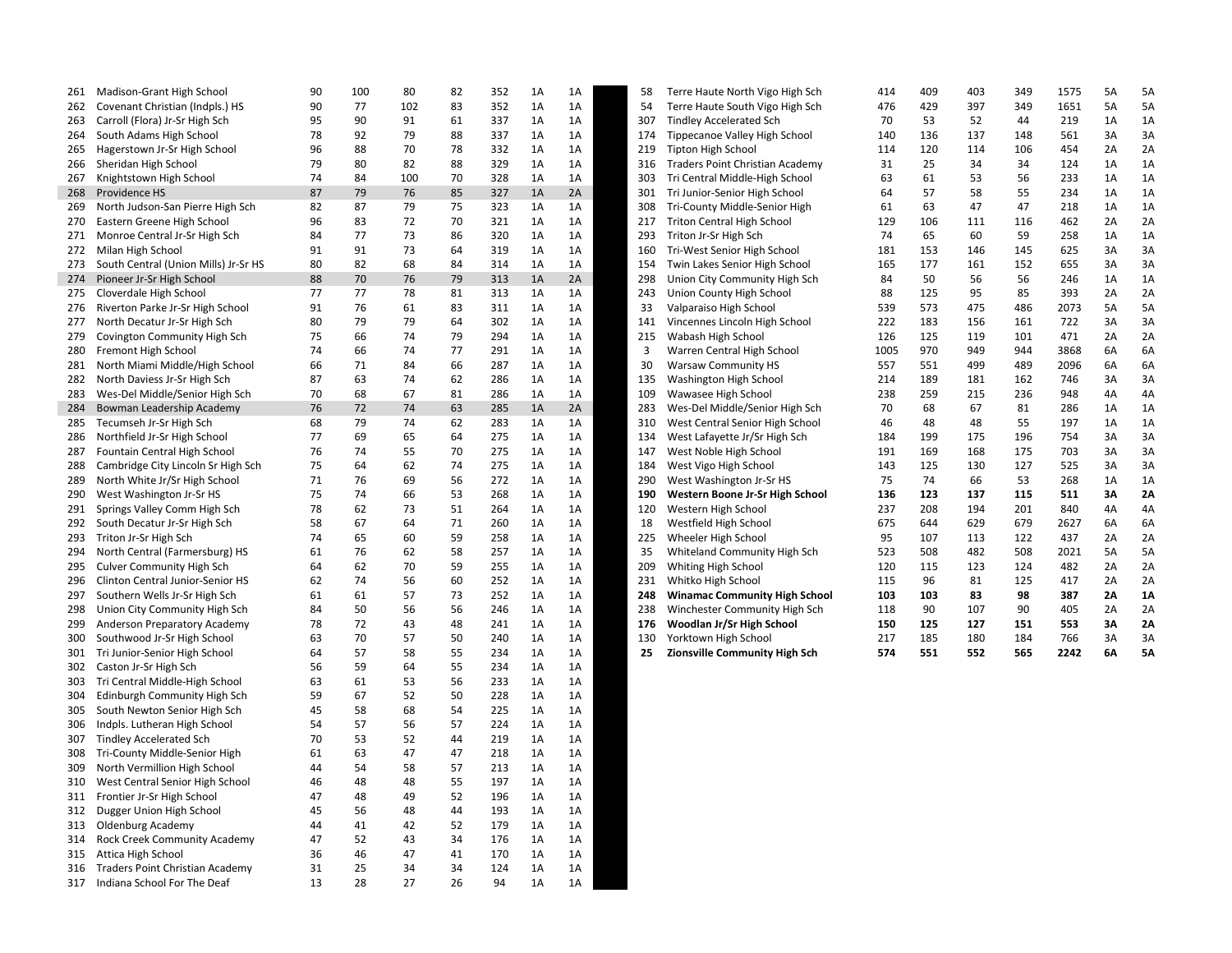| | | | | | | | | |
|---|---|---|---|---|---|---|---|---|
| 261 | Madison-Grant High School | 90 | 100 | 80 | 82 | 352 | 1A | 1A |
| 262 | Covenant Christian (Indpls.) HS | 90 | 77 | 102 | 83 | 352 | 1A | 1A |
| 263 | Carroll (Flora) Jr-Sr High Sch | 95 | 90 | 91 | 61 | 337 | 1A | 1A |
| 264 | South Adams High School | 78 | 92 | 79 | 88 | 337 | 1A | 1A |
| 265 | Hagerstown Jr-Sr High School | 96 | 88 | 70 | 78 | 332 | 1A | 1A |
| 266 | Sheridan High School | 79 | 80 | 82 | 88 | 329 | 1A | 1A |
| 267 | Knightstown High School | 74 | 84 | 100 | 70 | 328 | 1A | 1A |
| 268 | Providence HS | 87 | 79 | 76 | 85 | 327 | 1A | 2A |
| 269 | North Judson-San Pierre High Sch | 82 | 87 | 79 | 75 | 323 | 1A | 1A |
| 270 | Eastern Greene High School | 96 | 83 | 72 | 70 | 321 | 1A | 1A |
| 271 | Monroe Central Jr-Sr High Sch | 84 | 77 | 73 | 86 | 320 | 1A | 1A |
| 272 | Milan High School | 91 | 91 | 73 | 64 | 319 | 1A | 1A |
| 273 | South Central (Union Mills) Jr-Sr HS | 80 | 82 | 68 | 84 | 314 | 1A | 1A |
| 274 | Pioneer Jr-Sr High School | 88 | 70 | 76 | 79 | 313 | 1A | 2A |
| 275 | Cloverdale High School | 77 | 77 | 78 | 81 | 313 | 1A | 1A |
| 276 | Riverton Parke Jr-Sr High School | 91 | 76 | 61 | 83 | 311 | 1A | 1A |
| 277 | North Decatur Jr-Sr High Sch | 80 | 79 | 79 | 64 | 302 | 1A | 1A |
| 279 | Covington Community High Sch | 75 | 66 | 74 | 79 | 294 | 1A | 1A |
| 280 | Fremont High School | 74 | 66 | 74 | 77 | 291 | 1A | 1A |
| 281 | North Miami Middle/High School | 66 | 71 | 84 | 66 | 287 | 1A | 1A |
| 282 | North Daviess Jr-Sr High Sch | 87 | 63 | 74 | 62 | 286 | 1A | 1A |
| 283 | Wes-Del Middle/Senior High Sch | 70 | 68 | 67 | 81 | 286 | 1A | 1A |
| 284 | Bowman Leadership Academy | 76 | 72 | 74 | 63 | 285 | 1A | 2A |
| 285 | Tecumseh Jr-Sr High Sch | 68 | 79 | 74 | 62 | 283 | 1A | 1A |
| 286 | Northfield Jr-Sr High School | 77 | 69 | 65 | 64 | 275 | 1A | 1A |
| 287 | Fountain Central High School | 76 | 74 | 55 | 70 | 275 | 1A | 1A |
| 288 | Cambridge City Lincoln Sr High Sch | 75 | 64 | 62 | 74 | 275 | 1A | 1A |
| 289 | North White Jr/Sr High School | 71 | 76 | 69 | 56 | 272 | 1A | 1A |
| 290 | West Washington Jr-Sr HS | 75 | 74 | 66 | 53 | 268 | 1A | 1A |
| 291 | Springs Valley Comm High Sch | 78 | 62 | 73 | 51 | 264 | 1A | 1A |
| 292 | South Decatur Jr-Sr High Sch | 58 | 67 | 64 | 71 | 260 | 1A | 1A |
| 293 | Triton Jr-Sr High Sch | 74 | 65 | 60 | 59 | 258 | 1A | 1A |
| 294 | North Central (Farmersburg) HS | 61 | 76 | 62 | 58 | 257 | 1A | 1A |
| 295 | Culver Community High Sch | 64 | 62 | 70 | 59 | 255 | 1A | 1A |
| 296 | Clinton Central Junior-Senior HS | 62 | 74 | 56 | 60 | 252 | 1A | 1A |
| 297 | Southern Wells Jr-Sr High Sch | 61 | 61 | 57 | 73 | 252 | 1A | 1A |
| 298 | Union City Community High Sch | 84 | 50 | 56 | 56 | 246 | 1A | 1A |
| 299 | Anderson Preparatory Academy | 78 | 72 | 43 | 48 | 241 | 1A | 1A |
| 300 | Southwood Jr-Sr High School | 63 | 70 | 57 | 50 | 240 | 1A | 1A |
| 301 | Tri Junior-Senior High School | 64 | 57 | 58 | 55 | 234 | 1A | 1A |
| 302 | Caston Jr-Sr High Sch | 56 | 59 | 64 | 55 | 234 | 1A | 1A |
| 303 | Tri Central Middle-High School | 63 | 61 | 53 | 56 | 233 | 1A | 1A |
| 304 | Edinburgh Community High Sch | 59 | 67 | 52 | 50 | 228 | 1A | 1A |
| 305 | South Newton Senior High Sch | 45 | 58 | 68 | 54 | 225 | 1A | 1A |
| 306 | Indpls. Lutheran High School | 54 | 57 | 56 | 57 | 224 | 1A | 1A |
| 307 | Tindley Accelerated Sch | 70 | 53 | 52 | 44 | 219 | 1A | 1A |
| 308 | Tri-County Middle-Senior High | 61 | 63 | 47 | 47 | 218 | 1A | 1A |
| 309 | North Vermillion High School | 44 | 54 | 58 | 57 | 213 | 1A | 1A |
| 310 | West Central Senior High School | 46 | 48 | 48 | 55 | 197 | 1A | 1A |
| 311 | Frontier Jr-Sr High School | 47 | 48 | 49 | 52 | 196 | 1A | 1A |
| 312 | Dugger Union High School | 45 | 56 | 48 | 44 | 193 | 1A | 1A |
| 313 | Oldenburg Academy | 44 | 41 | 42 | 52 | 179 | 1A | 1A |
| 314 | Rock Creek Community Academy | 47 | 52 | 43 | 34 | 176 | 1A | 1A |
| 315 | Attica High School | 36 | 46 | 47 | 41 | 170 | 1A | 1A |
| 316 | Traders Point Christian Academy | 31 | 25 | 34 | 34 | 124 | 1A | 1A |
| 317 | Indiana School For The Deaf | 13 | 28 | 27 | 26 | 94 | 1A | 1A |

| | | | | | | | | |
|---|---|---|---|---|---|---|---|---|
| 58 | Terre Haute North Vigo High Sch | 414 | 409 | 403 | 349 | 1575 | 5A | 5A |
| 54 | Terre Haute South Vigo High Sch | 476 | 429 | 397 | 349 | 1651 | 5A | 5A |
| 307 | Tindley Accelerated Sch | 70 | 53 | 52 | 44 | 219 | 1A | 1A |
| 174 | Tippecanoe Valley High School | 140 | 136 | 137 | 148 | 561 | 3A | 3A |
| 219 | Tipton High School | 114 | 120 | 114 | 106 | 454 | 2A | 2A |
| 316 | Traders Point Christian Academy | 31 | 25 | 34 | 34 | 124 | 1A | 1A |
| 303 | Tri Central Middle-High School | 63 | 61 | 53 | 56 | 233 | 1A | 1A |
| 301 | Tri Junior-Senior High School | 64 | 57 | 58 | 55 | 234 | 1A | 1A |
| 308 | Tri-County Middle-Senior High | 61 | 63 | 47 | 47 | 218 | 1A | 1A |
| 217 | Triton Central High School | 129 | 106 | 111 | 116 | 462 | 2A | 2A |
| 293 | Triton Jr-Sr High Sch | 74 | 65 | 60 | 59 | 258 | 1A | 1A |
| 160 | Tri-West Senior High School | 181 | 153 | 146 | 145 | 625 | 3A | 3A |
| 154 | Twin Lakes Senior High School | 165 | 177 | 161 | 152 | 655 | 3A | 3A |
| 298 | Union City Community High Sch | 84 | 50 | 56 | 56 | 246 | 1A | 1A |
| 243 | Union County High School | 88 | 125 | 95 | 85 | 393 | 2A | 2A |
| 33 | Valparaiso High School | 539 | 573 | 475 | 486 | 2073 | 5A | 5A |
| 141 | Vincennes Lincoln High School | 222 | 183 | 156 | 161 | 722 | 3A | 3A |
| 215 | Wabash High School | 126 | 125 | 119 | 101 | 471 | 2A | 2A |
| 3 | Warren Central High School | 1005 | 970 | 949 | 944 | 3868 | 6A | 6A |
| 30 | Warsaw Community HS | 557 | 551 | 499 | 489 | 2096 | 6A | 6A |
| 135 | Washington High School | 214 | 189 | 181 | 162 | 746 | 3A | 3A |
| 109 | Wawasee High School | 238 | 259 | 215 | 236 | 948 | 4A | 4A |
| 283 | Wes-Del Middle/Senior High Sch | 70 | 68 | 67 | 81 | 286 | 1A | 1A |
| 310 | West Central Senior High School | 46 | 48 | 48 | 55 | 197 | 1A | 1A |
| 134 | West Lafayette Jr/Sr High Sch | 184 | 199 | 175 | 196 | 754 | 3A | 3A |
| 147 | West Noble High School | 191 | 169 | 168 | 175 | 703 | 3A | 3A |
| 184 | West Vigo High School | 143 | 125 | 130 | 127 | 525 | 3A | 3A |
| 290 | West Washington Jr-Sr HS | 75 | 74 | 66 | 53 | 268 | 1A | 1A |
| **190** | **Western Boone Jr-Sr High School** | **136** | **123** | **137** | **115** | **511** | **3A** | **2A** |
| 120 | Western High School | 237 | 208 | 194 | 201 | 840 | 4A | 4A |
| 18 | Westfield High School | 675 | 644 | 629 | 679 | 2627 | 6A | 6A |
| 225 | Wheeler High School | 95 | 107 | 113 | 122 | 437 | 2A | 2A |
| 35 | Whiteland Community High Sch | 523 | 508 | 482 | 508 | 2021 | 5A | 5A |
| 209 | Whiting High School | 120 | 115 | 123 | 124 | 482 | 2A | 2A |
| 231 | Whitko High School | 115 | 96 | 81 | 125 | 417 | 2A | 2A |
| **248** | **Winamac Community High School** | **103** | **103** | **83** | **98** | **387** | **2A** | **1A** |
| 238 | Winchester Community High Sch | 118 | 90 | 107 | 90 | 405 | 2A | 2A |
| **176** | **Woodlan Jr/Sr High School** | **150** | **125** | **127** | **151** | **553** | **3A** | **2A** |
| 130 | Yorktown High School | 217 | 185 | 180 | 184 | 766 | 3A | 3A |
| **25** | **Zionsville Community High Sch** | **574** | **551** | **552** | **565** | **2242** | **6A** | **5A** |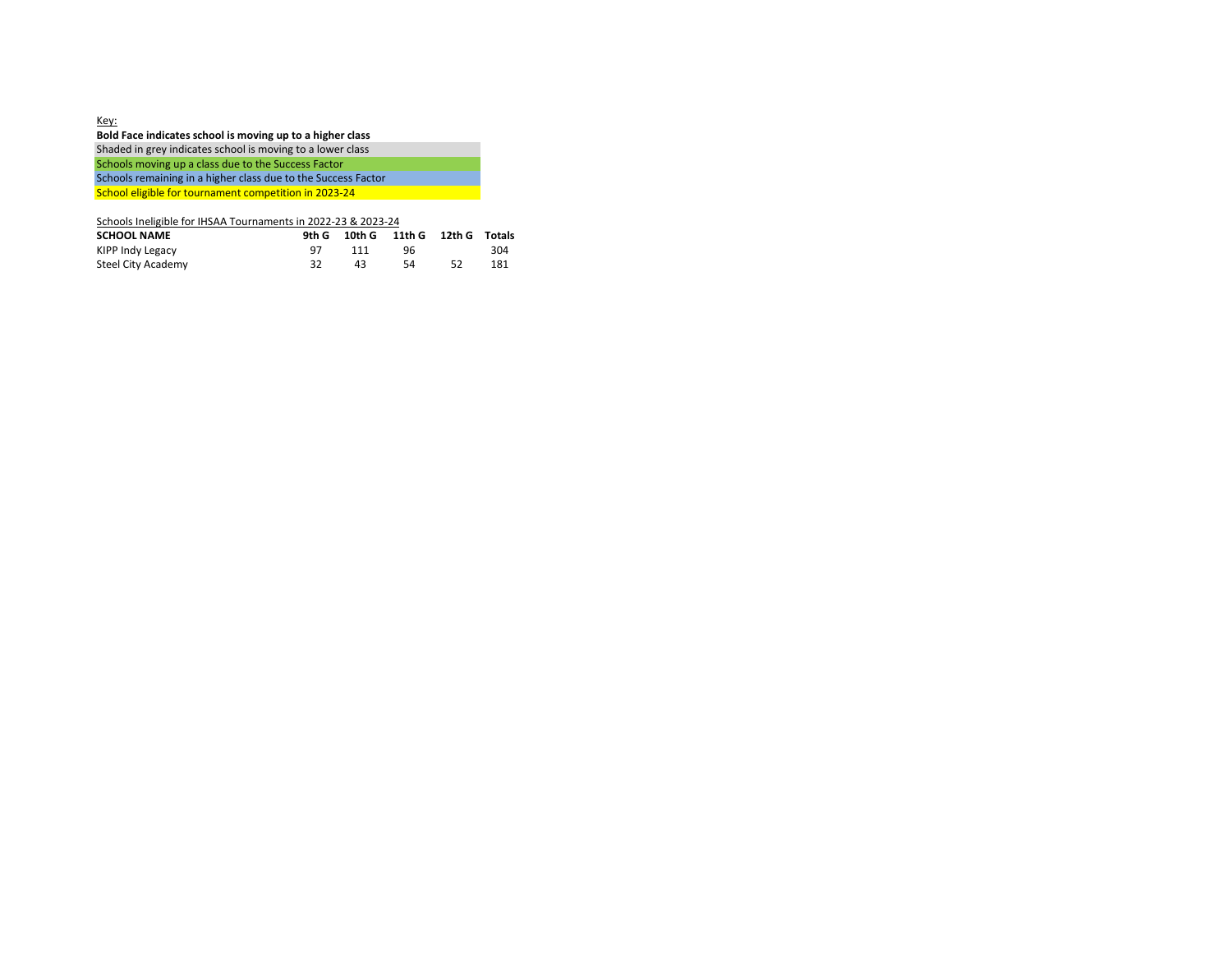Key:

**Bold Face indicates school is moving up to a higher class**

Shaded in grey indicates school is moving to a lower class

Schools moving up a class due to the Success Factor

Schools remaining in a higher class due to the Success Factor

School eligible for tournament competition in 2023-24

Schools Ineligible for IHSAA Tournaments in 2022-23 & 2023-24

| SCHOOL NAME | 9th G | 10th G | 11th G | 12th G | Totals |
|---|---|---|---|---|---|
| KIPP Indy Legacy | 97 | 111 | 96 | | 304 |
| Steel City Academy | 32 | 43 | 54 | 52 | 181 |